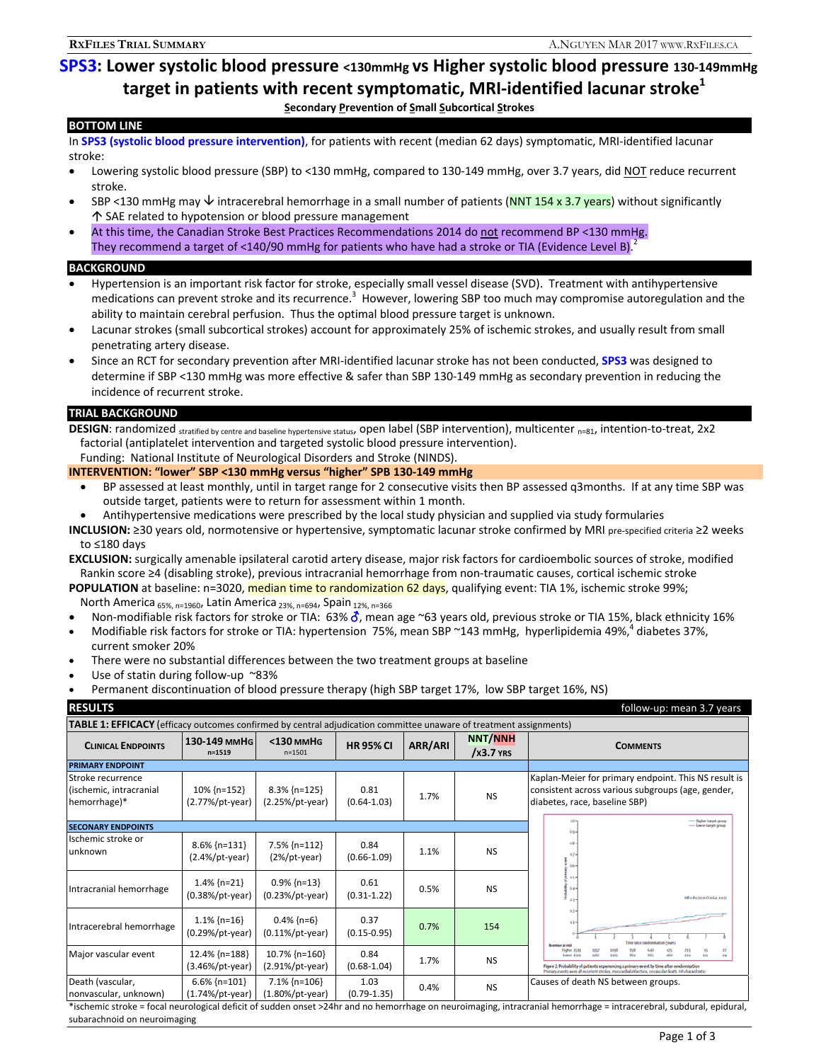# SPS3: Lower systolic blood pressure <130mmHg vs Higher systolic blood pressure 130-149mmHg target in patients with recent symptomatic, MRI-identified lacunar stroke[1]

**Secondary Prevention of Small Subcortical Strokes**

## BOTTOM LINE

In **SPS3 (systolic blood pressure intervention)**, for patients with recent (median 62 days) symptomatic, MRI-identified lacunar stroke:

- Lowering systolic blood pressure (SBP) to <130 mmHg, compared to 130-149 mmHg, over 3.7 years, did NOT reduce recurrent stroke.
- SBP <130 mmHg may ↓ intracerebral hemorrhage in a small number of patients (NNT 154 x 3.7 years) without significantly ↑ SAE related to hypotension or blood pressure management
- At this time, the Canadian Stroke Best Practices Recommendations 2014 do not recommend BP <130 mmHg. They recommend a target of <140/90 mmHg for patients who have had a stroke or TIA (Evidence Level B).[2]

## BACKGROUND

- Hypertension is an important risk factor for stroke, especially small vessel disease (SVD). Treatment with antihypertensive medications can prevent stroke and its recurrence.[3] However, lowering SBP too much may compromise autoregulation and the ability to maintain cerebral perfusion. Thus the optimal blood pressure target is unknown.
- Lacunar strokes (small subcortical strokes) account for approximately 25% of ischemic strokes, and usually result from small penetrating artery disease.
- Since an RCT for secondary prevention after MRI-identified lacunar stroke has not been conducted, **SPS3** was designed to determine if SBP <130 mmHg was more effective & safer than SBP 130-149 mmHg as secondary prevention in reducing the incidence of recurrent stroke.

## TRIAL BACKGROUND

**DESIGN**: randomized stratified by centre and baseline hypertensive status, open label (SBP intervention), multicenter n=81, intention-to-treat, 2x2 factorial (antiplatelet intervention and targeted systolic blood pressure intervention).
Funding: National Institute of Neurological Disorders and Stroke (NINDS).

**INTERVENTION: "lower" SBP <130 mmHg versus "higher" SPB 130-149 mmHg**

- BP assessed at least monthly, until in target range for 2 consecutive visits then BP assessed q3months. If at any time SBP was outside target, patients were to return for assessment within 1 month.
- Antihypertensive medications were prescribed by the local study physician and supplied via study formularies

**INCLUSION:** ≥30 years old, normotensive or hypertensive, symptomatic lacunar stroke confirmed by MRI pre-specified criteria ≥2 weeks to ≤180 days

**EXCLUSION:** surgically amenable ipsilateral carotid artery disease, major risk factors for cardioembolic sources of stroke, modified Rankin score ≥4 (disabling stroke), previous intracranial hemorrhage from non-traumatic causes, cortical ischemic stroke

**POPULATION** at baseline: n=3020, median time to randomization 62 days, qualifying event: TIA 1%, ischemic stroke 99%; North America 65%, n=1960, Latin America 23%, n=694, Spain 12%, n=366

- Non-modifiable risk factors for stroke or TIA: 63% ♂, mean age ~63 years old, previous stroke or TIA 15%, black ethnicity 16%
- Modifiable risk factors for stroke or TIA: hypertension 75%, mean SBP ~143 mmHg, hyperlipidemia 49%,[4] diabetes 37%, current smoker 20%
- There were no substantial differences between the two treatment groups at baseline
- Use of statin during follow-up ~83%
- Permanent discontinuation of blood pressure therapy (high SBP target 17%, low SBP target 16%, NS)

## RESULTS

follow-up: mean 3.7 years

**TABLE 1: EFFICACY** (efficacy outcomes confirmed by central adjudication committee unaware of treatment assignments)

| CLINICAL ENDPOINTS | 130-149 mmHg n=1519 | <130 mmHg n=1501 | HR 95% CI | ARR/ARI | NNT/NNH /x3.7 yrs | COMMENTS |
|---|---|---|---|---|---|---|
| **PRIMARY ENDPOINT** | | | | | | |
| Stroke recurrence (ischemic, intracranial hemorrhage)* | 10% {n=152} (2.77%/pt-year) | 8.3% {n=125} (2.25%/pt-year) | 0.81 (0.64-1.03) | 1.7% | NS | Kaplan-Meier for primary endpoint. This NS result is consistent across various subgroups (age, gender, diabetes, race, baseline SBP) |
| **SECONARY ENDPOINTS** | | | | | | |
| Ischemic stroke or unknown | 8.6% {n=131} (2.4%/pt-year) | 7.5% {n=112} (2%/pt-year) | 0.84 (0.66-1.09) | 1.1% | NS | Figure 2: Probability of patients experiencing a primary event by time after randomisation. Primary events were all recurrent stroke, myocardial infarction, or vascular death. HR=hazard ratio. |
| Intracranial hemorrhage | 1.4% {n=21} (0.38%/pt-year) | 0.9% {n=13} (0.23%/pt-year) | 0.61 (0.31-1.22) | 0.5% | NS | |
| Intracerebral hemorrhage | 1.1% {n=16} (0.29%/pt-year) | 0.4% {n=6} (0.11%/pt-year) | 0.37 (0.15-0.95) | 0.7% | 154 | |
| Major vascular event | 12.4% {n=188} (3.46%/pt-year) | 10.7% {n=160} (2.91%/pt-year) | 0.84 (0.68-1.04) | 1.7% | NS | |
| Death (vascular, nonvascular, unknown) | 6.6% {n=101} (1.74%/pt-year) | 7.1% {n=106} (1.80%/pt-year) | 1.03 (0.79-1.35) | 0.4% | NS | Causes of death NS between groups. |

*ischemic stroke = focal neurological deficit of sudden onset >24hr and no hemorrhage on neuroimaging, intracranial hemorrhage = intracerebral, subdural, epidural, subarachnoid on neuroimaging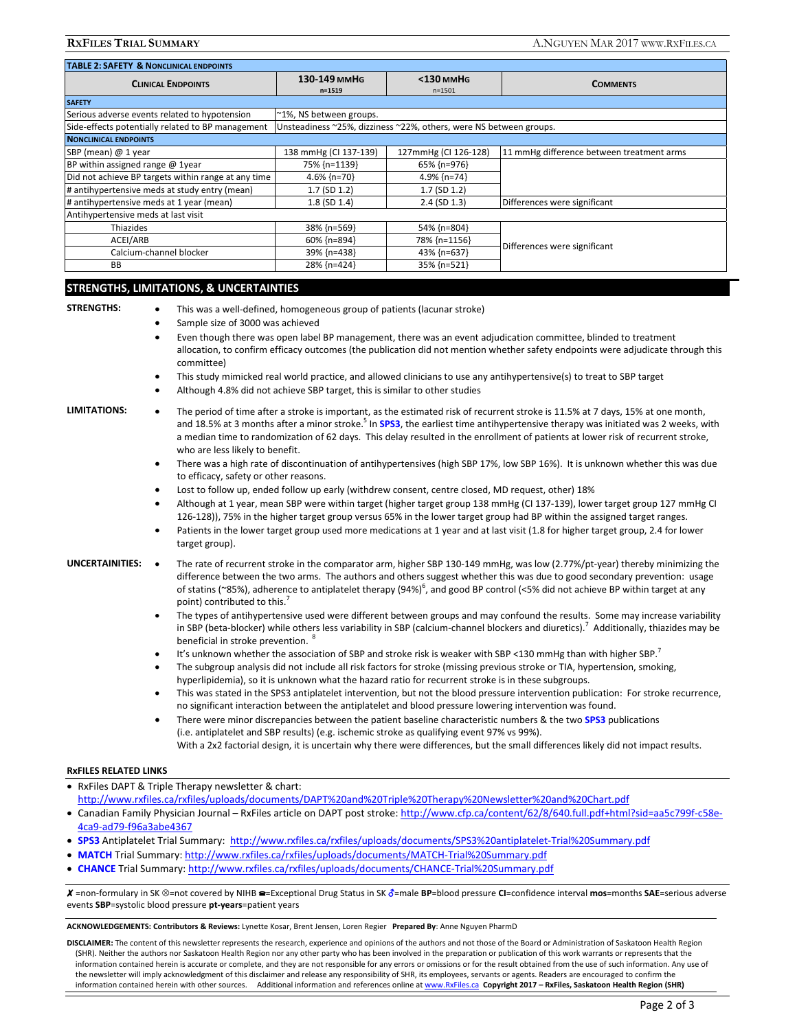**TABLE 2: SAFETY & NONCLINICAL ENDPOINTS**

| CLINICAL ENDPOINTS | 130-149 MMHG n=1519 | <130 MMHG n=1501 | COMMENTS |
|---|---|---|---|
| **SAFETY** | | | |
| Serious adverse events related to hypotension | ~1%, NS between groups. | | |
| Side-effects potentially related to BP management | Unsteadiness ~25%, dizziness ~22%, others, were NS between groups. | | |
| **NONCLINICAL ENDPOINTS** | | | |
| SBP (mean) @ 1 year | 138 mmHg (CI 137-139) | 127mmHg (CI 126-128) | 11 mmHg difference between treatment arms |
| BP within assigned range @ 1year | 75% {n=1139} | 65% {n=976} | |
| Did not achieve BP targets within range at any time | 4.6% {n=70} | 4.9% {n=74} | |
| # antihypertensive meds at study entry (mean) | 1.7 (SD 1.2) | 1.7 (SD 1.2) | |
| # antihypertensive meds at 1 year (mean) | 1.8 (SD 1.4) | 2.4 (SD 1.3) | Differences were significant |
| Antihypertensive meds at last visit | | | |
| Thiazides | 38% {n=569} | 54% {n=804} | Differences were significant |
| ACEI/ARB | 60% {n=894} | 78% {n=1156} | |
| Calcium-channel blocker | 39% {n=438} | 43% {n=637} | |
| BB | 28% {n=424} | 35% {n=521} | |

## STRENGTHS, LIMITATIONS, & UNCERTAINTIES

**STRENGTHS:**

- This was a well-defined, homogeneous group of patients (lacunar stroke)
- Sample size of 3000 was achieved
- Even though there was open label BP management, there was an event adjudication committee, blinded to treatment allocation, to confirm efficacy outcomes (the publication did not mention whether safety endpoints were adjudicate through this committee)
- This study mimicked real world practice, and allowed clinicians to use any antihypertensive(s) to treat to SBP target
- Although 4.8% did not achieve SBP target, this is similar to other studies

**LIMITATIONS:**

- The period of time after a stroke is important, as the estimated risk of recurrent stroke is 11.5% at 7 days, 15% at one month, and 18.5% at 3 months after a minor stroke.[5] In **SPS3**, the earliest time antihypertensive therapy was initiated was 2 weeks, with a median time to randomization of 62 days. This delay resulted in the enrollment of patients at lower risk of recurrent stroke, who are less likely to benefit.
- There was a high rate of discontinuation of antihypertensives (high SBP 17%, low SBP 16%). It is unknown whether this was due to efficacy, safety or other reasons.
- Lost to follow up, ended follow up early (withdrew consent, centre closed, MD request, other) 18%
- Although at 1 year, mean SBP were within target (higher target group 138 mmHg (CI 137-139), lower target group 127 mmHg CI 126-128)), 75% in the higher target group versus 65% in the lower target group had BP within the assigned target ranges.
- Patients in the lower target group used more medications at 1 year and at last visit (1.8 for higher target group, 2.4 for lower target group).

**UNCERTAINITIES:**

- The rate of recurrent stroke in the comparator arm, higher SBP 130-149 mmHg, was low (2.77%/pt-year) thereby minimizing the difference between the two arms. The authors and others suggest whether this was due to good secondary prevention: usage of statins (~85%), adherence to antiplatelet therapy (94%)[6], and good BP control (<5% did not achieve BP within target at any point) contributed to this.[7]
- The types of antihypertensive used were different between groups and may confound the results. Some may increase variability in SBP (beta-blocker) while others less variability in SBP (calcium-channel blockers and diuretics).[7] Additionally, thiazides may be beneficial in stroke prevention.[8]
- It's unknown whether the association of SBP and stroke risk is weaker with SBP <130 mmHg than with higher SBP.[7]
- The subgroup analysis did not include all risk factors for stroke (missing previous stroke or TIA, hypertension, smoking, hyperlipidemia), so it is unknown what the hazard ratio for recurrent stroke is in these subgroups.
- This was stated in the SPS3 antiplatelet intervention, but not the blood pressure intervention publication: For stroke recurrence, no significant interaction between the antiplatelet and blood pressure lowering intervention was found.
- There were minor discrepancies between the patient baseline characteristic numbers & the two **SPS3** publications (i.e. antiplatelet and SBP results) (e.g. ischemic stroke as qualifying event 97% vs 99%). With a 2x2 factorial design, it is uncertain why there were differences, but the small differences likely did not impact results.

**RxFILES RELATED LINKS**

- RxFiles DAPT & Triple Therapy newsletter & chart: http://www.rxfiles.ca/rxfiles/uploads/documents/DAPT%20and%20Triple%20Therapy%20Newsletter%20and%20Chart.pdf
- Canadian Family Physician Journal – RxFiles article on DAPT post stroke: http://www.cfp.ca/content/62/8/640.full.pdf+html?sid=aa5c799f-c58e-4ca9-ad79-f96a3abe4367
- **SPS3** Antiplatelet Trial Summary: http://www.rxfiles.ca/rxfiles/uploads/documents/SPS3%20antiplatelet-Trial%20Summary.pdf
- **MATCH** Trial Summary: http://www.rxfiles.ca/rxfiles/uploads/documents/MATCH-Trial%20Summary.pdf
- **CHANCE** Trial Summary: http://www.rxfiles.ca/rxfiles/uploads/documents/CHANCE-Trial%20Summary.pdf

✗ =non-formulary in SK ⊗=not covered by NIHB ▬=Exceptional Drug Status in SK ♂=male **BP**=blood pressure **CI**=confidence interval **mos**=months **SAE**=serious adverse events **SBP**=systolic blood pressure **pt-years**=patient years

**ACKNOWLEDGEMENTS: Contributors & Reviews:** Lynette Kosar, Brent Jensen, Loren Regier **Prepared By**: Anne Nguyen PharmD

**DISCLAIMER:** The content of this newsletter represents the research, experience and opinions of the authors and not those of the Board or Administration of Saskatoon Health Region (SHR). Neither the authors nor Saskatoon Health Region nor any other party who has been involved in the preparation or publication of this work warrants or represents that the information contained herein is accurate or complete, and they are not responsible for any errors or omissions or for the result obtained from the use of such information. Any use of the newsletter will imply acknowledgment of this disclaimer and release any responsibility of SHR, its employees, servants or agents. Readers are encouraged to confirm the information contained herein with other sources. Additional information and references online at www.RxFiles.ca **Copyright 2017 – RxFiles, Saskatoon Health Region (SHR)**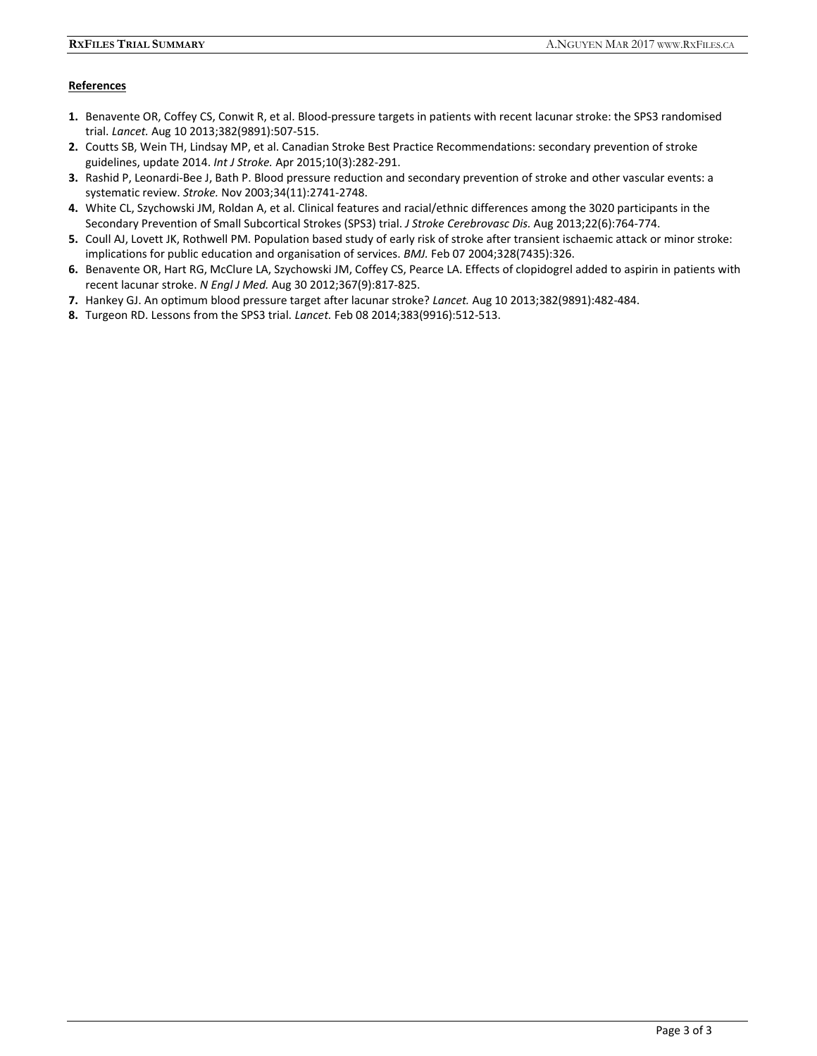**References**

1. Benavente OR, Coffey CS, Conwit R, et al. Blood-pressure targets in patients with recent lacunar stroke: the SPS3 randomised trial. *Lancet.* Aug 10 2013;382(9891):507-515.
2. Coutts SB, Wein TH, Lindsay MP, et al. Canadian Stroke Best Practice Recommendations: secondary prevention of stroke guidelines, update 2014. *Int J Stroke.* Apr 2015;10(3):282-291.
3. Rashid P, Leonardi-Bee J, Bath P. Blood pressure reduction and secondary prevention of stroke and other vascular events: a systematic review. *Stroke.* Nov 2003;34(11):2741-2748.
4. White CL, Szychowski JM, Roldan A, et al. Clinical features and racial/ethnic differences among the 3020 participants in the Secondary Prevention of Small Subcortical Strokes (SPS3) trial. *J Stroke Cerebrovasc Dis.* Aug 2013;22(6):764-774.
5. Coull AJ, Lovett JK, Rothwell PM. Population based study of early risk of stroke after transient ischaemic attack or minor stroke: implications for public education and organisation of services. *BMJ.* Feb 07 2004;328(7435):326.
6. Benavente OR, Hart RG, McClure LA, Szychowski JM, Coffey CS, Pearce LA. Effects of clopidogrel added to aspirin in patients with recent lacunar stroke. *N Engl J Med.* Aug 30 2012;367(9):817-825.
7. Hankey GJ. An optimum blood pressure target after lacunar stroke? *Lancet.* Aug 10 2013;382(9891):482-484.
8. Turgeon RD. Lessons from the SPS3 trial. *Lancet.* Feb 08 2014;383(9916):512-513.